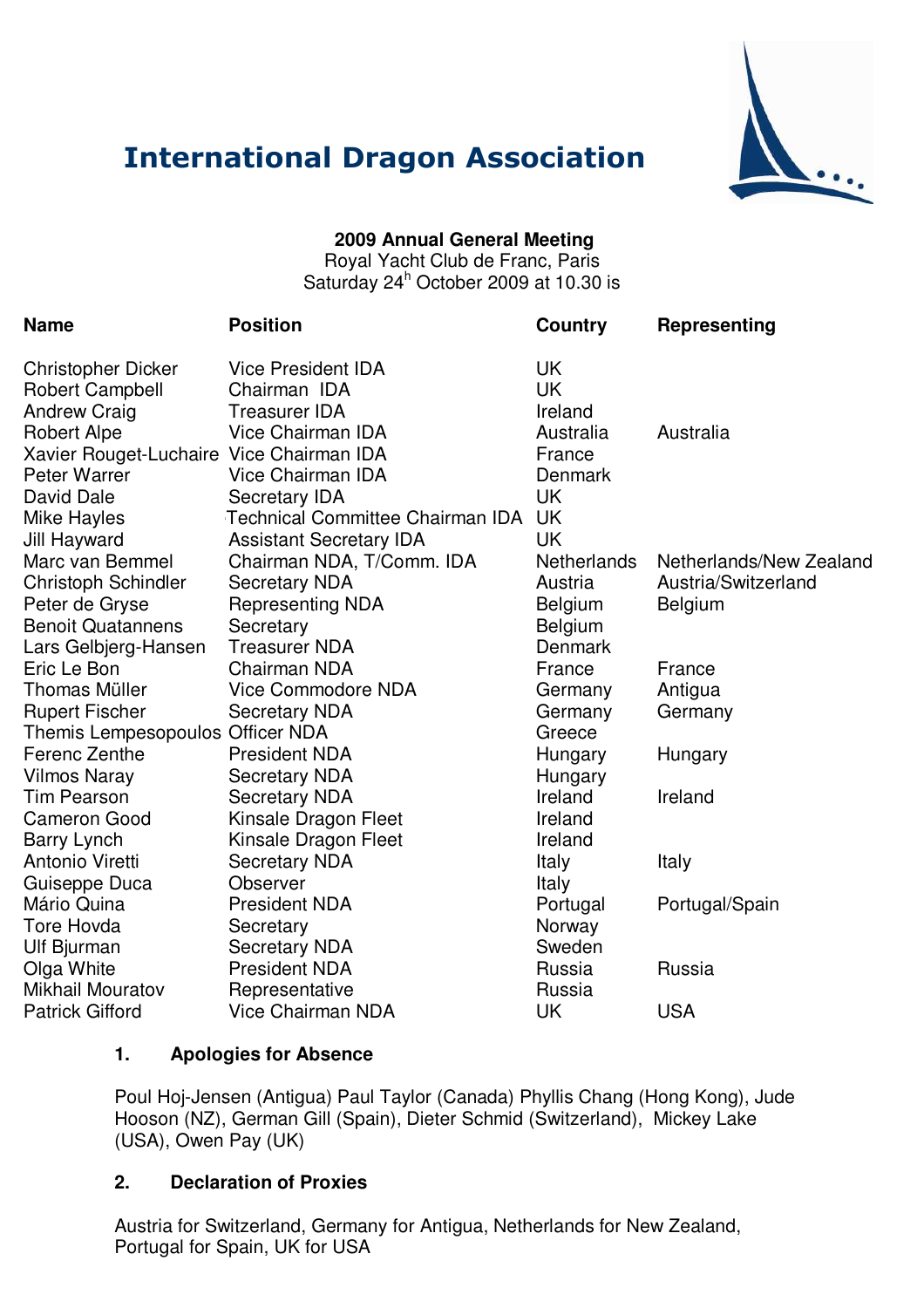# International Dragon Association

**2009 Annual General Meeting**
Royal Yacht Club de Franc, Paris
Saturday 24h October 2009 at 10.30 is

| Name | Position | Country | Representing |
|---|---|---|---|
| Christopher Dicker | Vice President IDA | UK | |
| Robert Campbell | Chairman IDA | UK | |
| Andrew Craig | Treasurer IDA | Ireland | |
| Robert Alpe | Vice Chairman IDA | Australia | Australia |
| Xavier Rouget-Luchaire | Vice Chairman IDA | France | |
| Peter Warrer | Vice Chairman IDA | Denmark | |
| David Dale | Secretary IDA | UK | |
| Mike Hayles | Technical Committee Chairman IDA | UK | |
| Jill Hayward | Assistant Secretary IDA | UK | |
| Marc van Bemmel | Chairman NDA, T/Comm. IDA | Netherlands | Netherlands/New Zealand |
| Christoph Schindler | Secretary NDA | Austria | Austria/Switzerland |
| Peter de Gryse | Representing NDA | Belgium | Belgium |
| Benoit Quatannens | Secretary | Belgium | |
| Lars Gelbjerg-Hansen | Treasurer NDA | Denmark | |
| Eric Le Bon | Chairman NDA | France | France |
| Thomas Müller | Vice Commodore NDA | Germany | Antigua |
| Rupert Fischer | Secretary NDA | Germany | Germany |
| Themis Lempesopoulos | Officer NDA | Greece | |
| Ferenc Zenthe | President NDA | Hungary | Hungary |
| Vilmos Naray | Secretary NDA | Hungary | |
| Tim Pearson | Secretary NDA | Ireland | Ireland |
| Cameron Good | Kinsale Dragon Fleet | Ireland | |
| Barry Lynch | Kinsale Dragon Fleet | Ireland | |
| Antonio Viretti | Secretary NDA | Italy | Italy |
| Guiseppe Duca | Observer | Italy | |
| Mário Quina | President NDA | Portugal | Portugal/Spain |
| Tore Hovda | Secretary | Norway | |
| Ulf Bjurman | Secretary NDA | Sweden | |
| Olga White | President NDA | Russia | Russia |
| Mikhail Mouratov | Representative | Russia | |
| Patrick Gifford | Vice Chairman NDA | UK | USA |

## 1. Apologies for Absence

Poul Hoj-Jensen (Antigua) Paul Taylor (Canada) Phyllis Chang (Hong Kong), Jude Hooson (NZ), German Gill (Spain), Dieter Schmid (Switzerland), Mickey Lake (USA), Owen Pay (UK)

## 2. Declaration of Proxies

Austria for Switzerland, Germany for Antigua, Netherlands for New Zealand, Portugal for Spain, UK for USA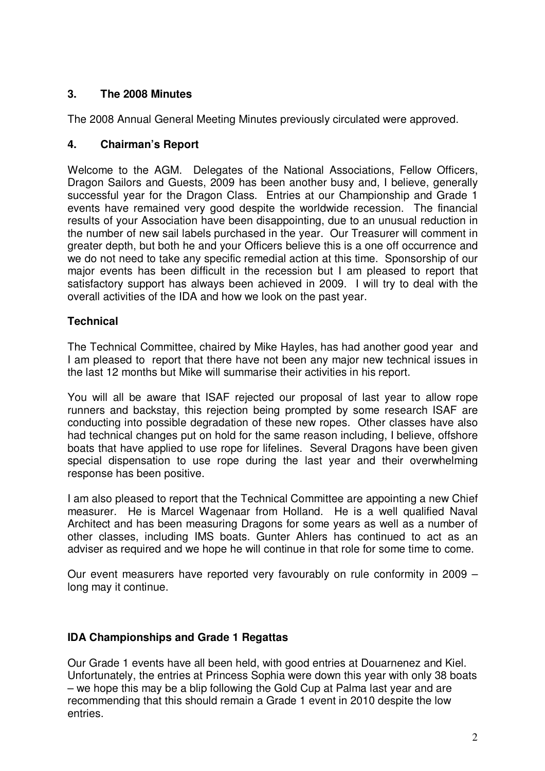## 3. The 2008 Minutes

The 2008 Annual General Meeting Minutes previously circulated were approved.

## 4. Chairman's Report

Welcome to the AGM. Delegates of the National Associations, Fellow Officers, Dragon Sailors and Guests, 2009 has been another busy and, I believe, generally successful year for the Dragon Class. Entries at our Championship and Grade 1 events have remained very good despite the worldwide recession. The financial results of your Association have been disappointing, due to an unusual reduction in the number of new sail labels purchased in the year. Our Treasurer will comment in greater depth, but both he and your Officers believe this is a one off occurrence and we do not need to take any specific remedial action at this time. Sponsorship of our major events has been difficult in the recession but I am pleased to report that satisfactory support has always been achieved in 2009. I will try to deal with the overall activities of the IDA and how we look on the past year.

### Technical

The Technical Committee, chaired by Mike Hayles, has had another good year and I am pleased to report that there have not been any major new technical issues in the last 12 months but Mike will summarise their activities in his report.

You will all be aware that ISAF rejected our proposal of last year to allow rope runners and backstay, this rejection being prompted by some research ISAF are conducting into possible degradation of these new ropes. Other classes have also had technical changes put on hold for the same reason including, I believe, offshore boats that have applied to use rope for lifelines. Several Dragons have been given special dispensation to use rope during the last year and their overwhelming response has been positive.

I am also pleased to report that the Technical Committee are appointing a new Chief measurer. He is Marcel Wagenaar from Holland. He is a well qualified Naval Architect and has been measuring Dragons for some years as well as a number of other classes, including IMS boats. Gunter Ahlers has continued to act as an adviser as required and we hope he will continue in that role for some time to come.

Our event measurers have reported very favourably on rule conformity in 2009 – long may it continue.

### IDA Championships and Grade 1 Regattas

Our Grade 1 events have all been held, with good entries at Douarnenez and Kiel. Unfortunately, the entries at Princess Sophia were down this year with only 38 boats – we hope this may be a blip following the Gold Cup at Palma last year and are recommending that this should remain a Grade 1 event in 2010 despite the low entries.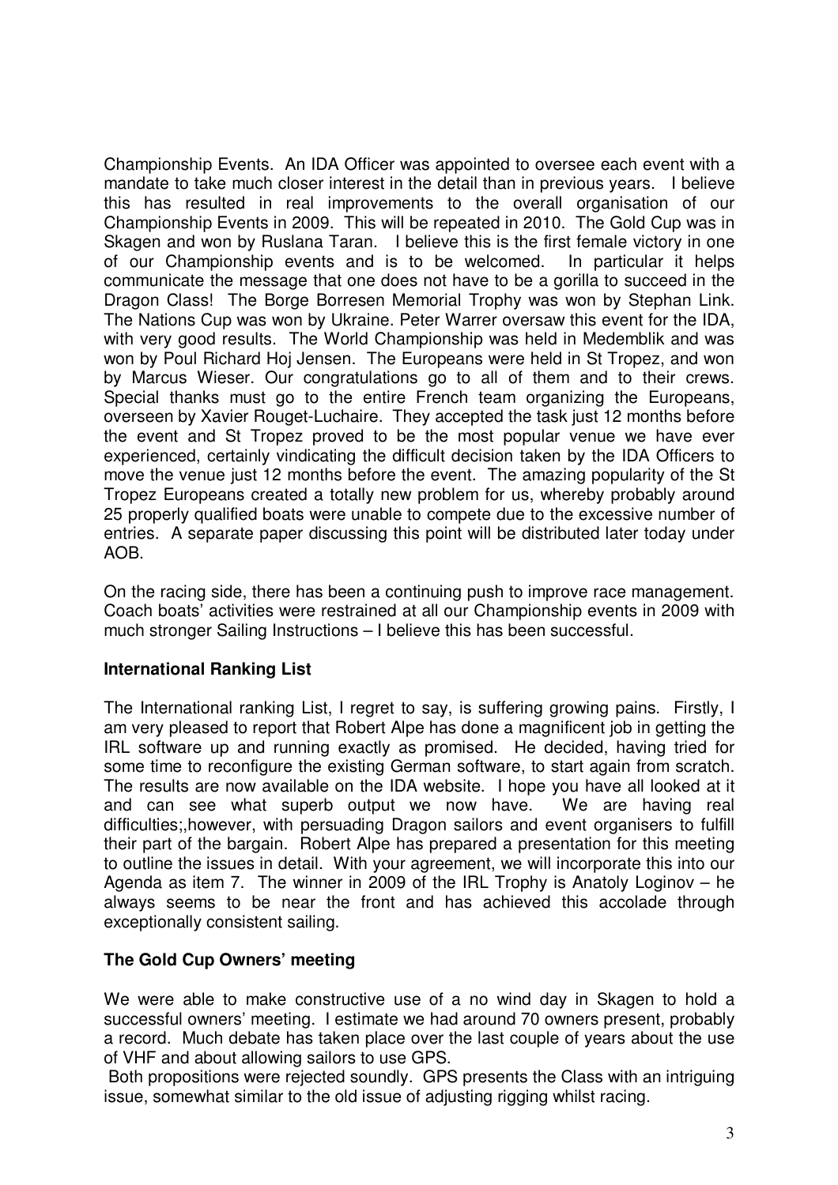Championship Events. An IDA Officer was appointed to oversee each event with a mandate to take much closer interest in the detail than in previous years. I believe this has resulted in real improvements to the overall organisation of our Championship Events in 2009. This will be repeated in 2010. The Gold Cup was in Skagen and won by Ruslana Taran. I believe this is the first female victory in one of our Championship events and is to be welcomed. In particular it helps communicate the message that one does not have to be a gorilla to succeed in the Dragon Class! The Borge Borresen Memorial Trophy was won by Stephan Link. The Nations Cup was won by Ukraine. Peter Warrer oversaw this event for the IDA, with very good results. The World Championship was held in Medemblik and was won by Poul Richard Hoj Jensen. The Europeans were held in St Tropez, and won by Marcus Wieser. Our congratulations go to all of them and to their crews. Special thanks must go to the entire French team organizing the Europeans, overseen by Xavier Rouget-Luchaire. They accepted the task just 12 months before the event and St Tropez proved to be the most popular venue we have ever experienced, certainly vindicating the difficult decision taken by the IDA Officers to move the venue just 12 months before the event. The amazing popularity of the St Tropez Europeans created a totally new problem for us, whereby probably around 25 properly qualified boats were unable to compete due to the excessive number of entries. A separate paper discussing this point will be distributed later today under AOB.

On the racing side, there has been a continuing push to improve race management. Coach boats' activities were restrained at all our Championship events in 2009 with much stronger Sailing Instructions – I believe this has been successful.

**International Ranking List**

The International ranking List, I regret to say, is suffering growing pains. Firstly, I am very pleased to report that Robert Alpe has done a magnificent job in getting the IRL software up and running exactly as promised. He decided, having tried for some time to reconfigure the existing German software, to start again from scratch. The results are now available on the IDA website. I hope you have all looked at it and can see what superb output we now have. We are having real difficulties;,however, with persuading Dragon sailors and event organisers to fulfill their part of the bargain. Robert Alpe has prepared a presentation for this meeting to outline the issues in detail. With your agreement, we will incorporate this into our Agenda as item 7. The winner in 2009 of the IRL Trophy is Anatoly Loginov – he always seems to be near the front and has achieved this accolade through exceptionally consistent sailing.

**The Gold Cup Owners' meeting**

We were able to make constructive use of a no wind day in Skagen to hold a successful owners' meeting. I estimate we had around 70 owners present, probably a record. Much debate has taken place over the last couple of years about the use of VHF and about allowing sailors to use GPS.

Both propositions were rejected soundly. GPS presents the Class with an intriguing issue, somewhat similar to the old issue of adjusting rigging whilst racing.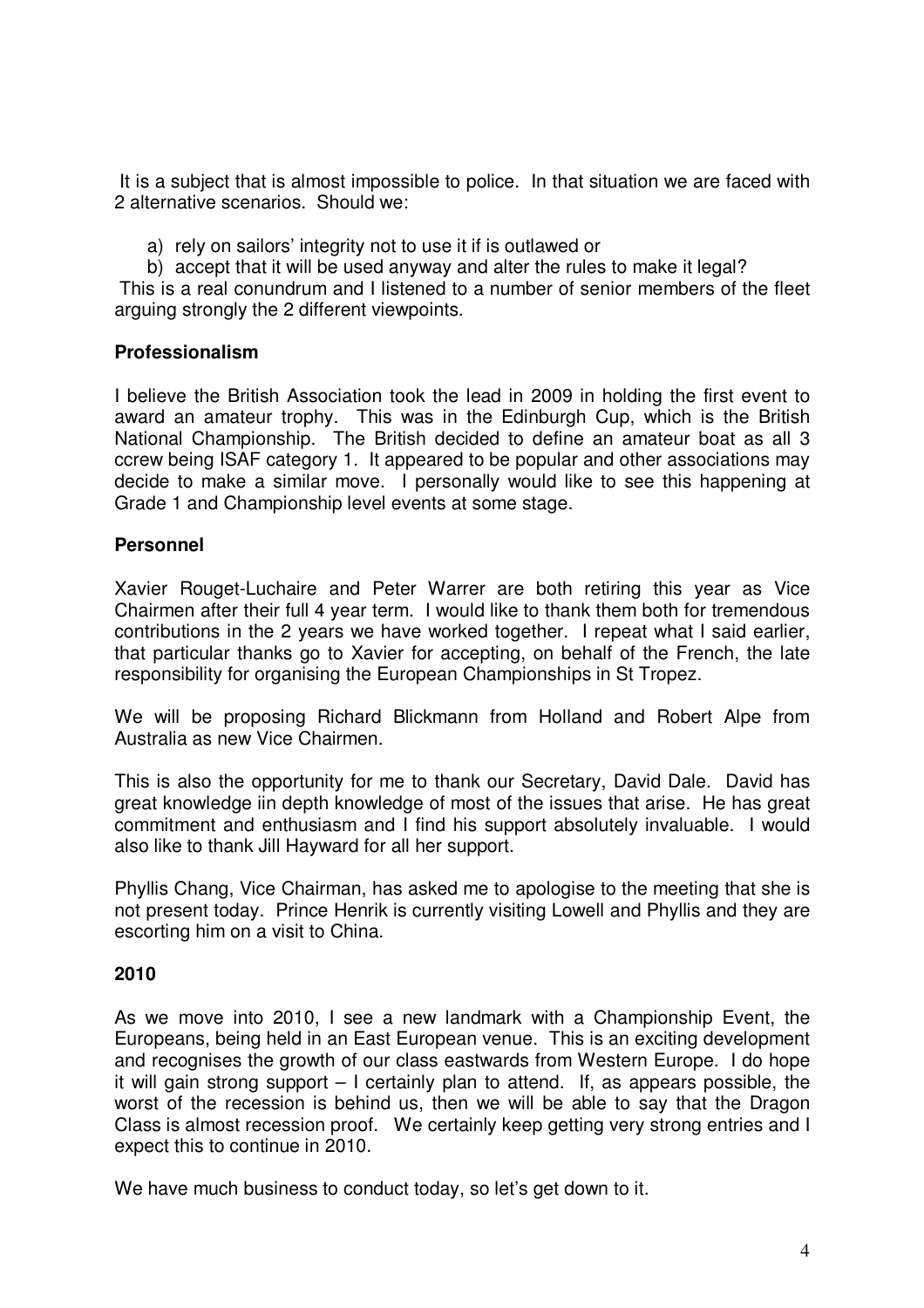It is a subject that is almost impossible to police. In that situation we are faced with 2 alternative scenarios. Should we:

a) rely on sailors' integrity not to use it if is outlawed or
b) accept that it will be used anyway and alter the rules to make it legal?

This is a real conundrum and I listened to a number of senior members of the fleet arguing strongly the 2 different viewpoints.

**Professionalism**

I believe the British Association took the lead in 2009 in holding the first event to award an amateur trophy. This was in the Edinburgh Cup, which is the British National Championship. The British decided to define an amateur boat as all 3 ccrew being ISAF category 1. It appeared to be popular and other associations may decide to make a similar move. I personally would like to see this happening at Grade 1 and Championship level events at some stage.

**Personnel**

Xavier Rouget-Luchaire and Peter Warrer are both retiring this year as Vice Chairmen after their full 4 year term. I would like to thank them both for tremendous contributions in the 2 years we have worked together. I repeat what I said earlier, that particular thanks go to Xavier for accepting, on behalf of the French, the late responsibility for organising the European Championships in St Tropez.

We will be proposing Richard Blickmann from Holland and Robert Alpe from Australia as new Vice Chairmen.

This is also the opportunity for me to thank our Secretary, David Dale. David has great knowledge iin depth knowledge of most of the issues that arise. He has great commitment and enthusiasm and I find his support absolutely invaluable. I would also like to thank Jill Hayward for all her support.

Phyllis Chang, Vice Chairman, has asked me to apologise to the meeting that she is not present today. Prince Henrik is currently visiting Lowell and Phyllis and they are escorting him on a visit to China.

**2010**

As we move into 2010, I see a new landmark with a Championship Event, the Europeans, being held in an East European venue. This is an exciting development and recognises the growth of our class eastwards from Western Europe. I do hope it will gain strong support – I certainly plan to attend. If, as appears possible, the worst of the recession is behind us, then we will be able to say that the Dragon Class is almost recession proof. We certainly keep getting very strong entries and I expect this to continue in 2010.

We have much business to conduct today, so let's get down to it.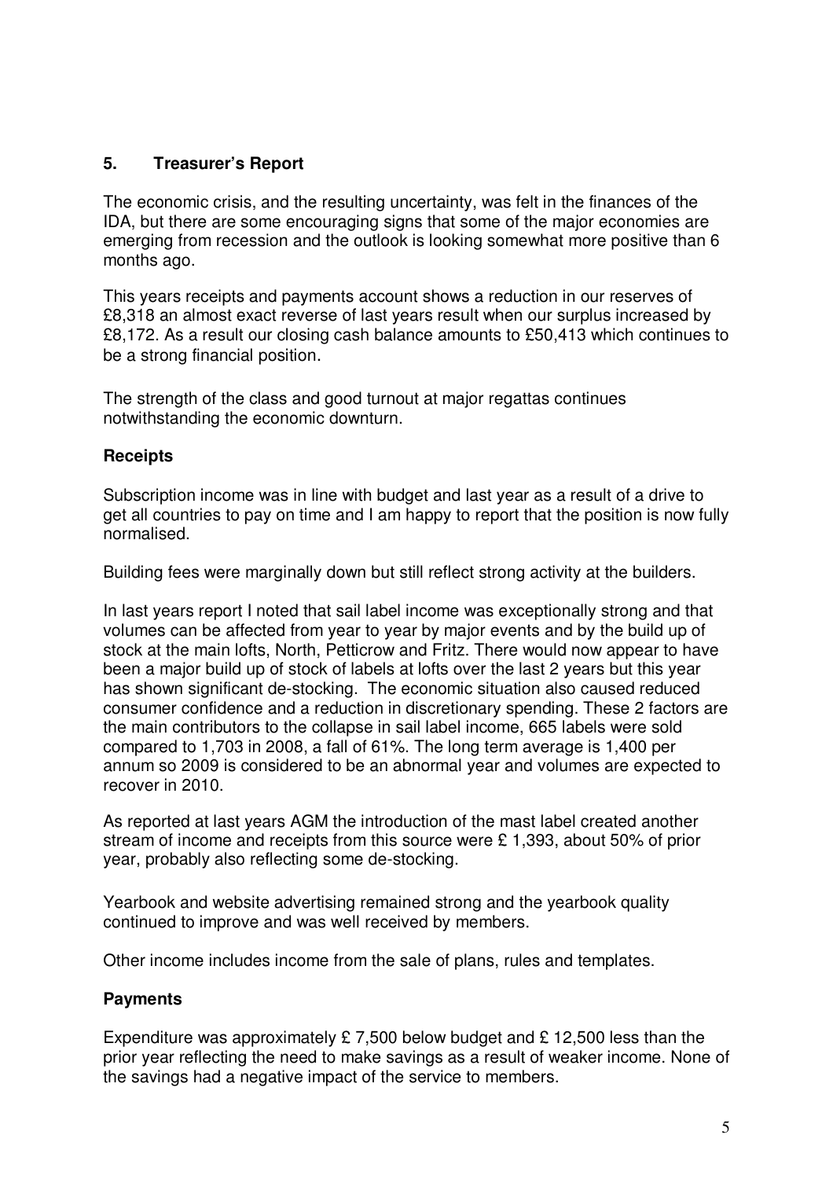## 5. Treasurer's Report

The economic crisis, and the resulting uncertainty, was felt in the finances of the IDA, but there are some encouraging signs that some of the major economies are emerging from recession and the outlook is looking somewhat more positive than 6 months ago.

This years receipts and payments account shows a reduction in our reserves of £8,318 an almost exact reverse of last years result when our surplus increased by £8,172. As a result our closing cash balance amounts to £50,413 which continues to be a strong financial position.

The strength of the class and good turnout at major regattas continues notwithstanding the economic downturn.

### Receipts

Subscription income was in line with budget and last year as a result of a drive to get all countries to pay on time and I am happy to report that the position is now fully normalised.

Building fees were marginally down but still reflect strong activity at the builders.

In last years report I noted that sail label income was exceptionally strong and that volumes can be affected from year to year by major events and by the build up of stock at the main lofts, North, Petticrow and Fritz. There would now appear to have been a major build up of stock of labels at lofts over the last 2 years but this year has shown significant de-stocking. The economic situation also caused reduced consumer confidence and a reduction in discretionary spending. These 2 factors are the main contributors to the collapse in sail label income, 665 labels were sold compared to 1,703 in 2008, a fall of 61%. The long term average is 1,400 per annum so 2009 is considered to be an abnormal year and volumes are expected to recover in 2010.

As reported at last years AGM the introduction of the mast label created another stream of income and receipts from this source were £ 1,393, about 50% of prior year, probably also reflecting some de-stocking.

Yearbook and website advertising remained strong and the yearbook quality continued to improve and was well received by members.

Other income includes income from the sale of plans, rules and templates.

### Payments

Expenditure was approximately £ 7,500 below budget and £ 12,500 less than the prior year reflecting the need to make savings as a result of weaker income. None of the savings had a negative impact of the service to members.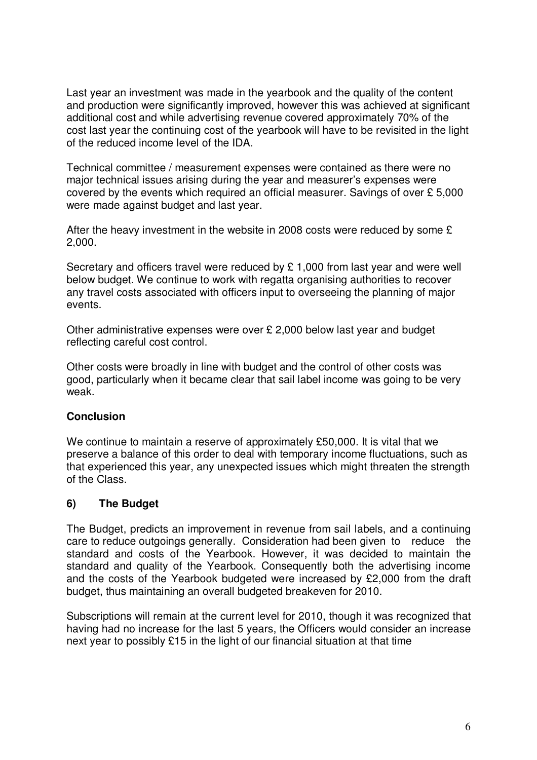Last year an investment was made in the yearbook and the quality of the content and production were significantly improved, however this was achieved at significant additional cost and while advertising revenue covered approximately 70% of the cost last year the continuing cost of the yearbook will have to be revisited in the light of the reduced income level of the IDA.

Technical committee / measurement expenses were contained as there were no major technical issues arising during the year and measurer's expenses were covered by the events which required an official measurer. Savings of over £ 5,000 were made against budget and last year.

After the heavy investment in the website in 2008 costs were reduced by some £ 2,000.

Secretary and officers travel were reduced by £ 1,000 from last year and were well below budget. We continue to work with regatta organising authorities to recover any travel costs associated with officers input to overseeing the planning of major events.

Other administrative expenses were over £ 2,000 below last year and budget reflecting careful cost control.

Other costs were broadly in line with budget and the control of other costs was good, particularly when it became clear that sail label income was going to be very weak.

**Conclusion**

We continue to maintain a reserve of approximately £50,000. It is vital that we preserve a balance of this order to deal with temporary income fluctuations, such as that experienced this year, any unexpected issues which might threaten the strength of the Class.

## 6) The Budget

The Budget, predicts an improvement in revenue from sail labels, and a continuing care to reduce outgoings generally. Consideration had been given to reduce the standard and costs of the Yearbook. However, it was decided to maintain the standard and quality of the Yearbook. Consequently both the advertising income and the costs of the Yearbook budgeted were increased by £2,000 from the draft budget, thus maintaining an overall budgeted breakeven for 2010.

Subscriptions will remain at the current level for 2010, though it was recognized that having had no increase for the last 5 years, the Officers would consider an increase next year to possibly £15 in the light of our financial situation at that time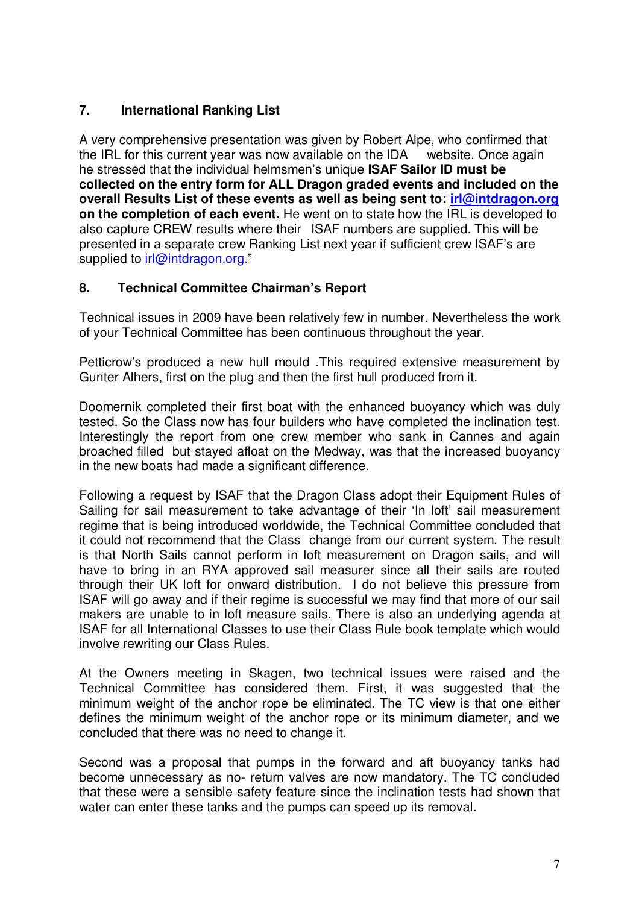## 7. International Ranking List

A very comprehensive presentation was given by Robert Alpe, who confirmed that the IRL for this current year was now available on the IDA website. Once again he stressed that the individual helmsmen's unique **ISAF Sailor ID must be collected on the entry form for ALL Dragon graded events and included on the overall Results List of these events as well as being sent to: irl@intdragon.org on the completion of each event.** He went on to state how the IRL is developed to also capture CREW results where their ISAF numbers are supplied. This will be presented in a separate crew Ranking List next year if sufficient crew ISAF's are supplied to irl@intdragon.org."

## 8. Technical Committee Chairman's Report

Technical issues in 2009 have been relatively few in number. Nevertheless the work of your Technical Committee has been continuous throughout the year.

Petticrow's produced a new hull mould .This required extensive measurement by Gunter Alhers, first on the plug and then the first hull produced from it.

Doomernik completed their first boat with the enhanced buoyancy which was duly tested. So the Class now has four builders who have completed the inclination test. Interestingly the report from one crew member who sank in Cannes and again broached filled but stayed afloat on the Medway, was that the increased buoyancy in the new boats had made a significant difference.

Following a request by ISAF that the Dragon Class adopt their Equipment Rules of Sailing for sail measurement to take advantage of their 'In loft' sail measurement regime that is being introduced worldwide, the Technical Committee concluded that it could not recommend that the Class change from our current system. The result is that North Sails cannot perform in loft measurement on Dragon sails, and will have to bring in an RYA approved sail measurer since all their sails are routed through their UK loft for onward distribution. I do not believe this pressure from ISAF will go away and if their regime is successful we may find that more of our sail makers are unable to in loft measure sails. There is also an underlying agenda at ISAF for all International Classes to use their Class Rule book template which would involve rewriting our Class Rules.

At the Owners meeting in Skagen, two technical issues were raised and the Technical Committee has considered them. First, it was suggested that the minimum weight of the anchor rope be eliminated. The TC view is that one either defines the minimum weight of the anchor rope or its minimum diameter, and we concluded that there was no need to change it.

Second was a proposal that pumps in the forward and aft buoyancy tanks had become unnecessary as no- return valves are now mandatory. The TC concluded that these were a sensible safety feature since the inclination tests had shown that water can enter these tanks and the pumps can speed up its removal.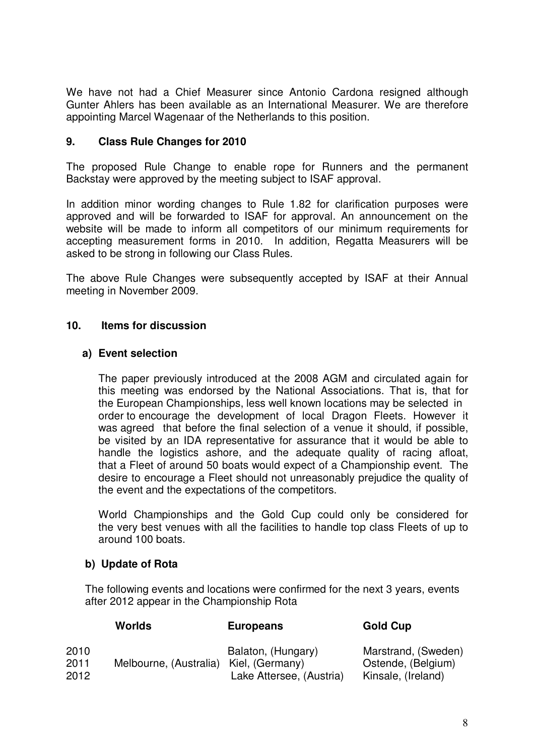We have not had a Chief Measurer since Antonio Cardona resigned although Gunter Ahlers has been available as an International Measurer. We are therefore appointing Marcel Wagenaar of the Netherlands to this position.

## 9. Class Rule Changes for 2010

The proposed Rule Change to enable rope for Runners and the permanent Backstay were approved by the meeting subject to ISAF approval.

In addition minor wording changes to Rule 1.82 for clarification purposes were approved and will be forwarded to ISAF for approval. An announcement on the website will be made to inform all competitors of our minimum requirements for accepting measurement forms in 2010. In addition, Regatta Measurers will be asked to be strong in following our Class Rules.

The above Rule Changes were subsequently accepted by ISAF at their Annual meeting in November 2009.

## 10. Items for discussion

### a) Event selection

The paper previously introduced at the 2008 AGM and circulated again for this meeting was endorsed by the National Associations. That is, that for the European Championships, less well known locations may be selected in order to encourage the development of local Dragon Fleets. However it was agreed that before the final selection of a venue it should, if possible, be visited by an IDA representative for assurance that it would be able to handle the logistics ashore, and the adequate quality of racing afloat, that a Fleet of around 50 boats would expect of a Championship event. The desire to encourage a Fleet should not unreasonably prejudice the quality of the event and the expectations of the competitors.

World Championships and the Gold Cup could only be considered for the very best venues with all the facilities to handle top class Fleets of up to around 100 boats.

### b) Update of Rota

The following events and locations were confirmed for the next 3 years, events after 2012 appear in the Championship Rota

| | Worlds | Europeans | Gold Cup |
|---|---|---|---|
| 2010 | | Balaton, (Hungary) | Marstrand, (Sweden) |
| 2011 | Melbourne, (Australia) | Kiel, (Germany) | Ostende, (Belgium) |
| 2012 | | Lake Attersee, (Austria) | Kinsale, (Ireland) |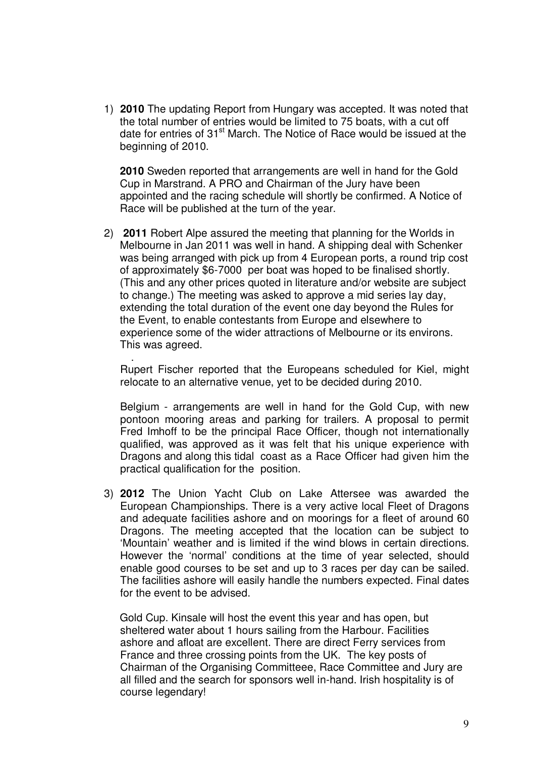1) **2010** The updating Report from Hungary was accepted. It was noted that the total number of entries would be limited to 75 boats, with a cut off date for entries of 31st March. The Notice of Race would be issued at the beginning of 2010.

   **2010** Sweden reported that arrangements are well in hand for the Gold Cup in Marstrand. A PRO and Chairman of the Jury have been appointed and the racing schedule will shortly be confirmed. A Notice of Race will be published at the turn of the year.

2) **2011** Robert Alpe assured the meeting that planning for the Worlds in Melbourne in Jan 2011 was well in hand. A shipping deal with Schenker was being arranged with pick up from 4 European ports, a round trip cost of approximately $6-7000 per boat was hoped to be finalised shortly. (This and any other prices quoted in literature and/or website are subject to change.) The meeting was asked to approve a mid series lay day, extending the total duration of the event one day beyond the Rules for the Event, to enable contestants from Europe and elsewhere to experience some of the wider attractions of Melbourne or its environs. This was agreed.

   Rupert Fischer reported that the Europeans scheduled for Kiel, might relocate to an alternative venue, yet to be decided during 2010.

   Belgium - arrangements are well in hand for the Gold Cup, with new pontoon mooring areas and parking for trailers. A proposal to permit Fred Imhoff to be the principal Race Officer, though not internationally qualified, was approved as it was felt that his unique experience with Dragons and along this tidal coast as a Race Officer had given him the practical qualification for the position.

3) **2012** The Union Yacht Club on Lake Attersee was awarded the European Championships. There is a very active local Fleet of Dragons and adequate facilities ashore and on moorings for a fleet of around 60 Dragons. The meeting accepted that the location can be subject to 'Mountain' weather and is limited if the wind blows in certain directions. However the 'normal' conditions at the time of year selected, should enable good courses to be set and up to 3 races per day can be sailed. The facilities ashore will easily handle the numbers expected. Final dates for the event to be advised.

   Gold Cup. Kinsale will host the event this year and has open, but sheltered water about 1 hours sailing from the Harbour. Facilities ashore and afloat are excellent. There are direct Ferry services from France and three crossing points from the UK. The key posts of Chairman of the Organising Committee, Race Committee and Jury are all filled and the search for sponsors well in-hand. Irish hospitality is of course legendary!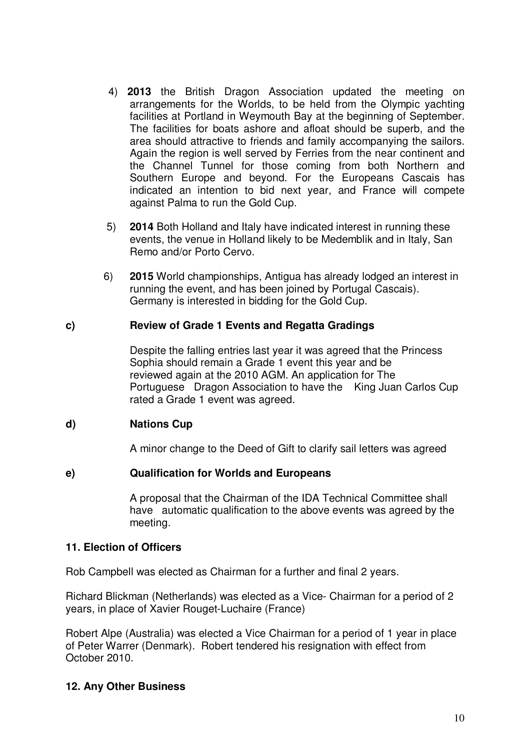4) **2013** the British Dragon Association updated the meeting on arrangements for the Worlds, to be held from the Olympic yachting facilities at Portland in Weymouth Bay at the beginning of September. The facilities for boats ashore and afloat should be superb, and the area should attractive to friends and family accompanying the sailors. Again the region is well served by Ferries from the near continent and the Channel Tunnel for those coming from both Northern and Southern Europe and beyond. For the Europeans Cascais has indicated an intention to bid next year, and France will compete against Palma to run the Gold Cup.

5) **2014** Both Holland and Italy have indicated interest in running these events, the venue in Holland likely to be Medemblik and in Italy, San Remo and/or Porto Cervo.

6) **2015** World championships, Antigua has already lodged an interest in running the event, and has been joined by Portugal Cascais). Germany is interested in bidding for the Gold Cup.

**c) Review of Grade 1 Events and Regatta Gradings**

Despite the falling entries last year it was agreed that the Princess Sophia should remain a Grade 1 event this year and be reviewed again at the 2010 AGM. An application for The Portuguese Dragon Association to have the King Juan Carlos Cup rated a Grade 1 event was agreed.

**d) Nations Cup**

A minor change to the Deed of Gift to clarify sail letters was agreed

**e) Qualification for Worlds and Europeans**

A proposal that the Chairman of the IDA Technical Committee shall have automatic qualification to the above events was agreed by the meeting.

## 11. Election of Officers

Rob Campbell was elected as Chairman for a further and final 2 years.

Richard Blickman (Netherlands) was elected as a Vice- Chairman for a period of 2 years, in place of Xavier Rouget-Luchaire (France)

Robert Alpe (Australia) was elected a Vice Chairman for a period of 1 year in place of Peter Warrer (Denmark). Robert tendered his resignation with effect from October 2010.

## 12. Any Other Business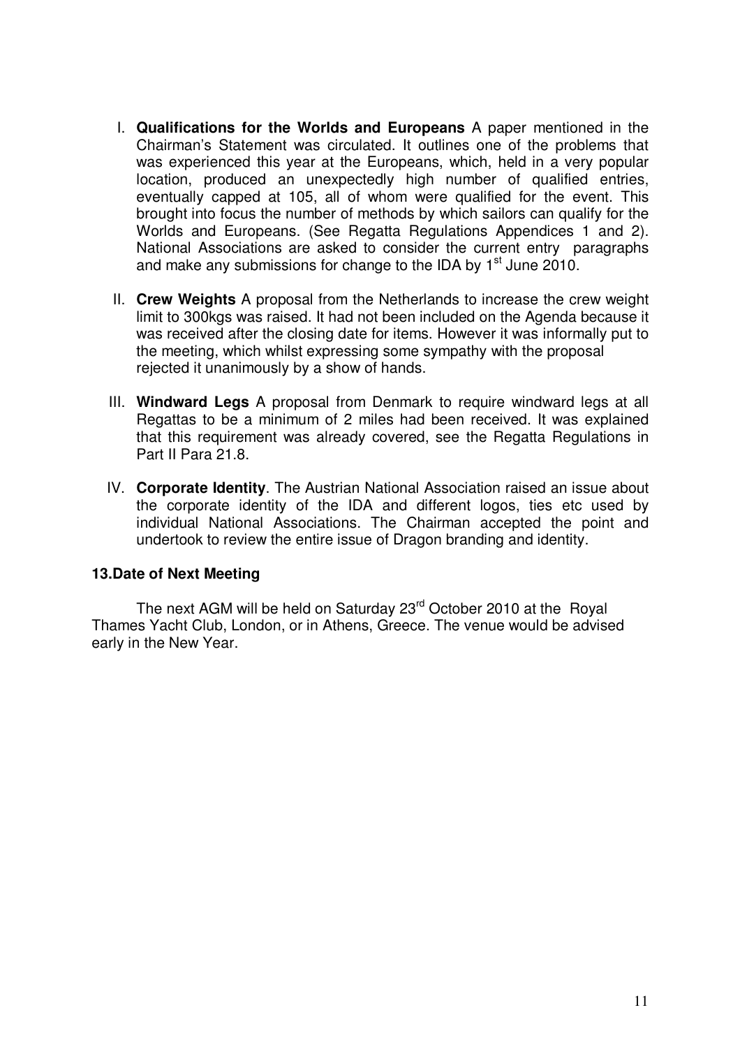I. **Qualifications for the Worlds and Europeans** A paper mentioned in the Chairman's Statement was circulated. It outlines one of the problems that was experienced this year at the Europeans, which, held in a very popular location, produced an unexpectedly high number of qualified entries, eventually capped at 105, all of whom were qualified for the event. This brought into focus the number of methods by which sailors can qualify for the Worlds and Europeans. (See Regatta Regulations Appendices 1 and 2). National Associations are asked to consider the current entry paragraphs and make any submissions for change to the IDA by 1st June 2010.

II. **Crew Weights** A proposal from the Netherlands to increase the crew weight limit to 300kgs was raised. It had not been included on the Agenda because it was received after the closing date for items. However it was informally put to the meeting, which whilst expressing some sympathy with the proposal rejected it unanimously by a show of hands.

III. **Windward Legs** A proposal from Denmark to require windward legs at all Regattas to be a minimum of 2 miles had been received. It was explained that this requirement was already covered, see the Regatta Regulations in Part II Para 21.8.

IV. **Corporate Identity**. The Austrian National Association raised an issue about the corporate identity of the IDA and different logos, ties etc used by individual National Associations. The Chairman accepted the point and undertook to review the entire issue of Dragon branding and identity.

### 13. Date of Next Meeting

The next AGM will be held on Saturday 23rd October 2010 at the Royal Thames Yacht Club, London, or in Athens, Greece. The venue would be advised early in the New Year.